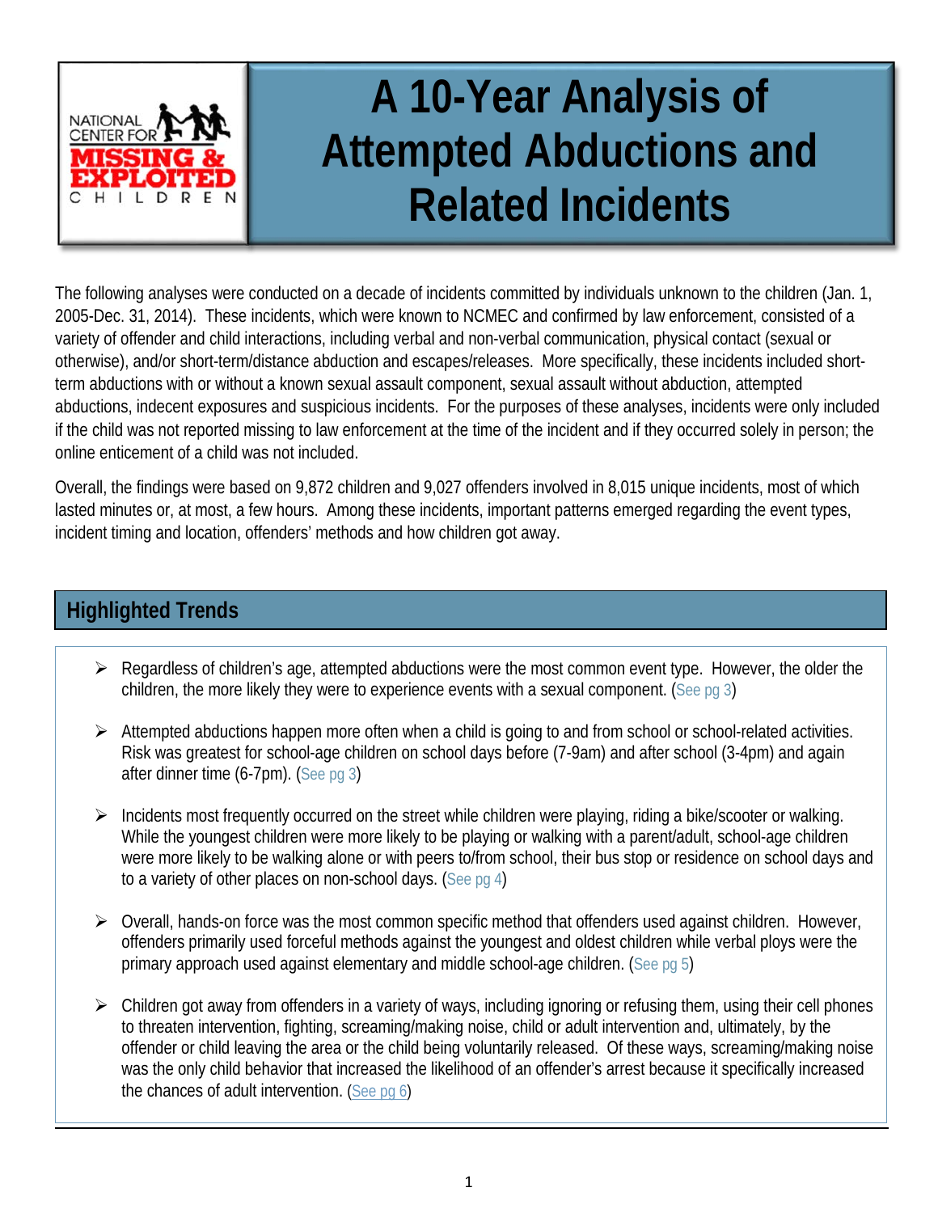# A 10-Year Analysis of Attempted Abductions and Related Incidents

The following analyses were conducted on a decade of incidents committed by individuals unknown to the children (Jan. 1, 2005-Dec. 31, 2014). These incidents, which were known to NCMEC and confirmed by law enforcement, consisted of a variety of offender and child interactions, including verbal and non-verbal communication, physical contact (sexual or otherwise), and/or short-term/distance abduction and escapes/releases. More specifically, these incidents included short-term abductions with or without a known sexual assault component, sexual assault without abduction, attempted abductions, indecent exposures and suspicious incidents. For the purposes of these analyses, incidents were only included if the child was not reported missing to law enforcement at the time of the incident and if they occurred solely in person; the online enticement of a child was not included.

Overall, the findings were based on 9,872 children and 9,027 offenders involved in 8,015 unique incidents, most of which lasted minutes or, at most, a few hours. Among these incidents, important patterns emerged regarding the event types, incident timing and location, offenders' methods and how children got away.

## Highlighted Trends

- Regardless of children's age, attempted abductions were the most common event type. However, the older the children, the more likely they were to experience events with a sexual component. (See pg 3)
- Attempted abductions happen more often when a child is going to and from school or school-related activities. Risk was greatest for school-age children on school days before (7-9am) and after school (3-4pm) and again after dinner time (6-7pm). (See pg 3)
- Incidents most frequently occurred on the street while children were playing, riding a bike/scooter or walking. While the youngest children were more likely to be playing or walking with a parent/adult, school-age children were more likely to be walking alone or with peers to/from school, their bus stop or residence on school days and to a variety of other places on non-school days. (See pg 4)
- Overall, hands-on force was the most common specific method that offenders used against children. However, offenders primarily used forceful methods against the youngest and oldest children while verbal ploys were the primary approach used against elementary and middle school-age children. (See pg 5)
- Children got away from offenders in a variety of ways, including ignoring or refusing them, using their cell phones to threaten intervention, fighting, screaming/making noise, child or adult intervention and, ultimately, by the offender or child leaving the area or the child being voluntarily released. Of these ways, screaming/making noise was the only child behavior that increased the likelihood of an offender's arrest because it specifically increased the chances of adult intervention. (See pg 6)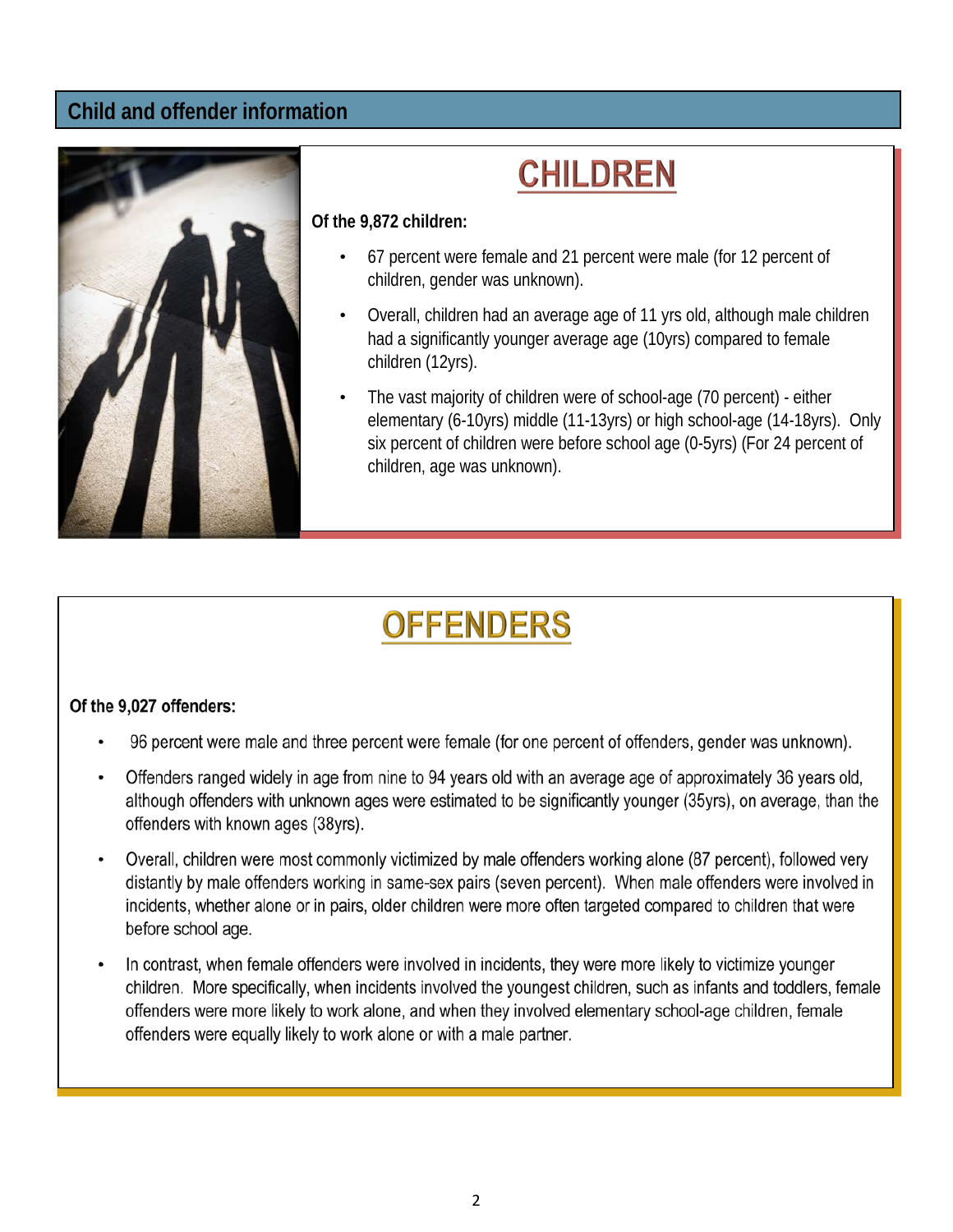## Child and offender information

### CHILDREN

**Of the 9,872 children:**

- 67 percent were female and 21 percent were male (for 12 percent of children, gender was unknown).
- Overall, children had an average age of 11 yrs old, although male children had a significantly younger average age (10yrs) compared to female children (12yrs).
- The vast majority of children were of school-age (70 percent) - either elementary (6-10yrs) middle (11-13yrs) or high school-age (14-18yrs). Only six percent of children were before school age (0-5yrs) (For 24 percent of children, age was unknown).

### OFFENDERS

**Of the 9,027 offenders:**

- 96 percent were male and three percent were female (for one percent of offenders, gender was unknown).
- Offenders ranged widely in age from nine to 94 years old with an average age of approximately 36 years old, although offenders with unknown ages were estimated to be significantly younger (35yrs), on average, than the offenders with known ages (38yrs).
- Overall, children were most commonly victimized by male offenders working alone (87 percent), followed very distantly by male offenders working in same-sex pairs (seven percent). When male offenders were involved in incidents, whether alone or in pairs, older children were more often targeted compared to children that were before school age.
- In contrast, when female offenders were involved in incidents, they were more likely to victimize younger children. More specifically, when incidents involved the youngest children, such as infants and toddlers, female offenders were more likely to work alone, and when they involved elementary school-age children, female offenders were equally likely to work alone or with a male partner.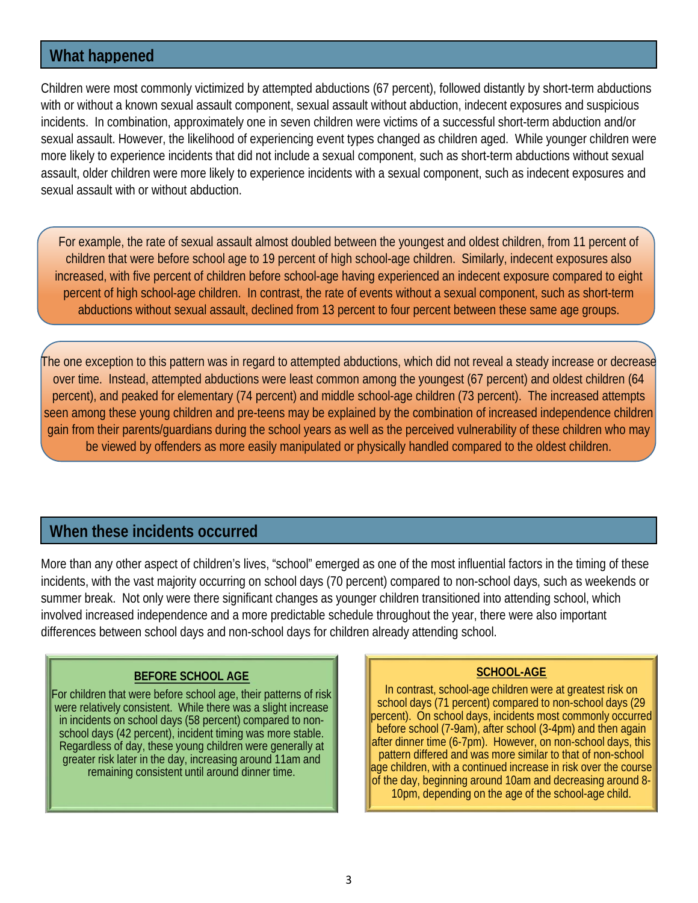## What happened

Children were most commonly victimized by attempted abductions (67 percent), followed distantly by short-term abductions with or without a known sexual assault component, sexual assault without abduction, indecent exposures and suspicious incidents. In combination, approximately one in seven children were victims of a successful short-term abduction and/or sexual assault. However, the likelihood of experiencing event types changed as children aged. While younger children were more likely to experience incidents that did not include a sexual component, such as short-term abductions without sexual assault, older children were more likely to experience incidents with a sexual component, such as indecent exposures and sexual assault with or without abduction.

For example, the rate of sexual assault almost doubled between the youngest and oldest children, from 11 percent of children that were before school age to 19 percent of high school-age children. Similarly, indecent exposures also increased, with five percent of children before school-age having experienced an indecent exposure compared to eight percent of high school-age children. In contrast, the rate of events without a sexual component, such as short-term abductions without sexual assault, declined from 13 percent to four percent between these same age groups.

The one exception to this pattern was in regard to attempted abductions, which did not reveal a steady increase or decrease over time. Instead, attempted abductions were least common among the youngest (67 percent) and oldest children (64 percent), and peaked for elementary (74 percent) and middle school-age children (73 percent). The increased attempts seen among these young children and pre-teens may be explained by the combination of increased independence children gain from their parents/guardians during the school years as well as the perceived vulnerability of these children who may be viewed by offenders as more easily manipulated or physically handled compared to the oldest children.

## When these incidents occurred

More than any other aspect of children's lives, "school" emerged as one of the most influential factors in the timing of these incidents, with the vast majority occurring on school days (70 percent) compared to non-school days, such as weekends or summer break. Not only were there significant changes as younger children transitioned into attending school, which involved increased independence and a more predictable schedule throughout the year, there were also important differences between school days and non-school days for children already attending school.

**BEFORE SCHOOL AGE**

For children that were before school age, their patterns of risk were relatively consistent. While there was a slight increase in incidents on school days (58 percent) compared to non-school days (42 percent), incident timing was more stable. Regardless of day, these young children were generally at greater risk later in the day, increasing around 11am and remaining consistent until around dinner time.

**SCHOOL-AGE**

In contrast, school-age children were at greatest risk on school days (71 percent) compared to non-school days (29 percent). On school days, incidents most commonly occurred before school (7-9am), after school (3-4pm) and then again after dinner time (6-7pm). However, on non-school days, this pattern differed and was more similar to that of non-school age children, with a continued increase in risk over the course of the day, beginning around 10am and decreasing around 8-10pm, depending on the age of the school-age child.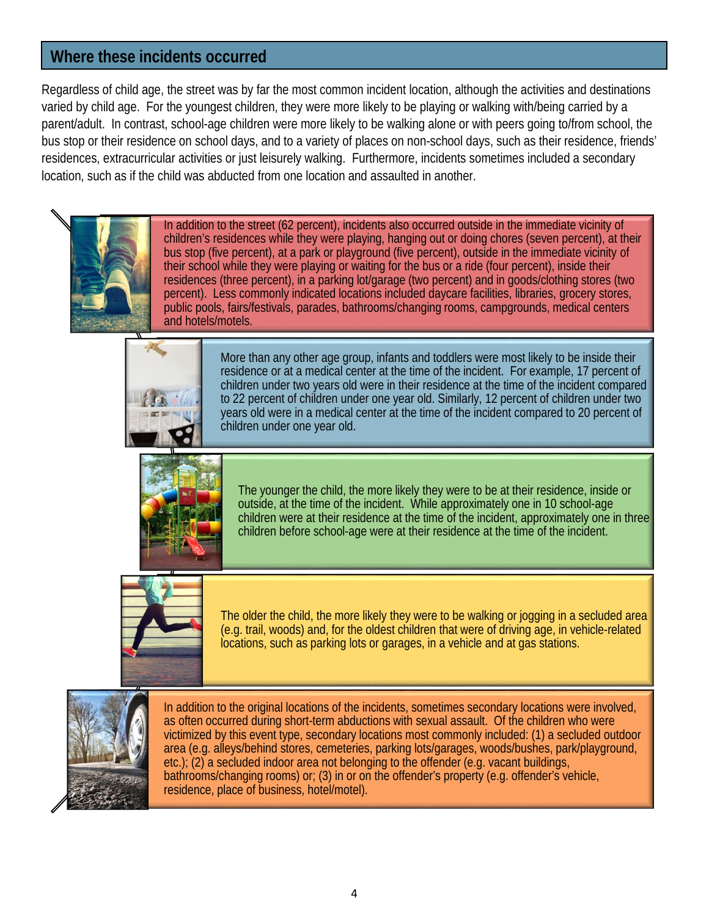## Where these incidents occurred

Regardless of child age, the street was by far the most common incident location, although the activities and destinations varied by child age. For the youngest children, they were more likely to be playing or walking with/being carried by a parent/adult. In contrast, school-age children were more likely to be walking alone or with peers going to/from school, the bus stop or their residence on school days, and to a variety of places on non-school days, such as their residence, friends' residences, extracurricular activities or just leisurely walking. Furthermore, incidents sometimes included a secondary location, such as if the child was abducted from one location and assaulted in another.

In addition to the street (62 percent), incidents also occurred outside in the immediate vicinity of children's residences while they were playing, hanging out or doing chores (seven percent), at their bus stop (five percent), at a park or playground (five percent), outside in the immediate vicinity of their school while they were playing or waiting for the bus or a ride (four percent), inside their residences (three percent), in a parking lot/garage (two percent) and in goods/clothing stores (two percent). Less commonly indicated locations included daycare facilities, libraries, grocery stores, public pools, fairs/festivals, parades, bathrooms/changing rooms, campgrounds, medical centers and hotels/motels.

More than any other age group, infants and toddlers were most likely to be inside their residence or at a medical center at the time of the incident. For example, 17 percent of children under two years old were in their residence at the time of the incident compared to 22 percent of children under one year old. Similarly, 12 percent of children under two years old were in a medical center at the time of the incident compared to 20 percent of children under one year old.

The younger the child, the more likely they were to be at their residence, inside or outside, at the time of the incident. While approximately one in 10 school-age children were at their residence at the time of the incident, approximately one in three children before school-age were at their residence at the time of the incident.

The older the child, the more likely they were to be walking or jogging in a secluded area (e.g. trail, woods) and, for the oldest children that were of driving age, in vehicle-related locations, such as parking lots or garages, in a vehicle and at gas stations.

In addition to the original locations of the incidents, sometimes secondary locations were involved, as often occurred during short-term abductions with sexual assault. Of the children who were victimized by this event type, secondary locations most commonly included: (1) a secluded outdoor area (e.g. alleys/behind stores, cemeteries, parking lots/garages, woods/bushes, park/playground, etc.); (2) a secluded indoor area not belonging to the offender (e.g. vacant buildings, bathrooms/changing rooms) or; (3) in or on the offender's property (e.g. offender's vehicle, residence, place of business, hotel/motel).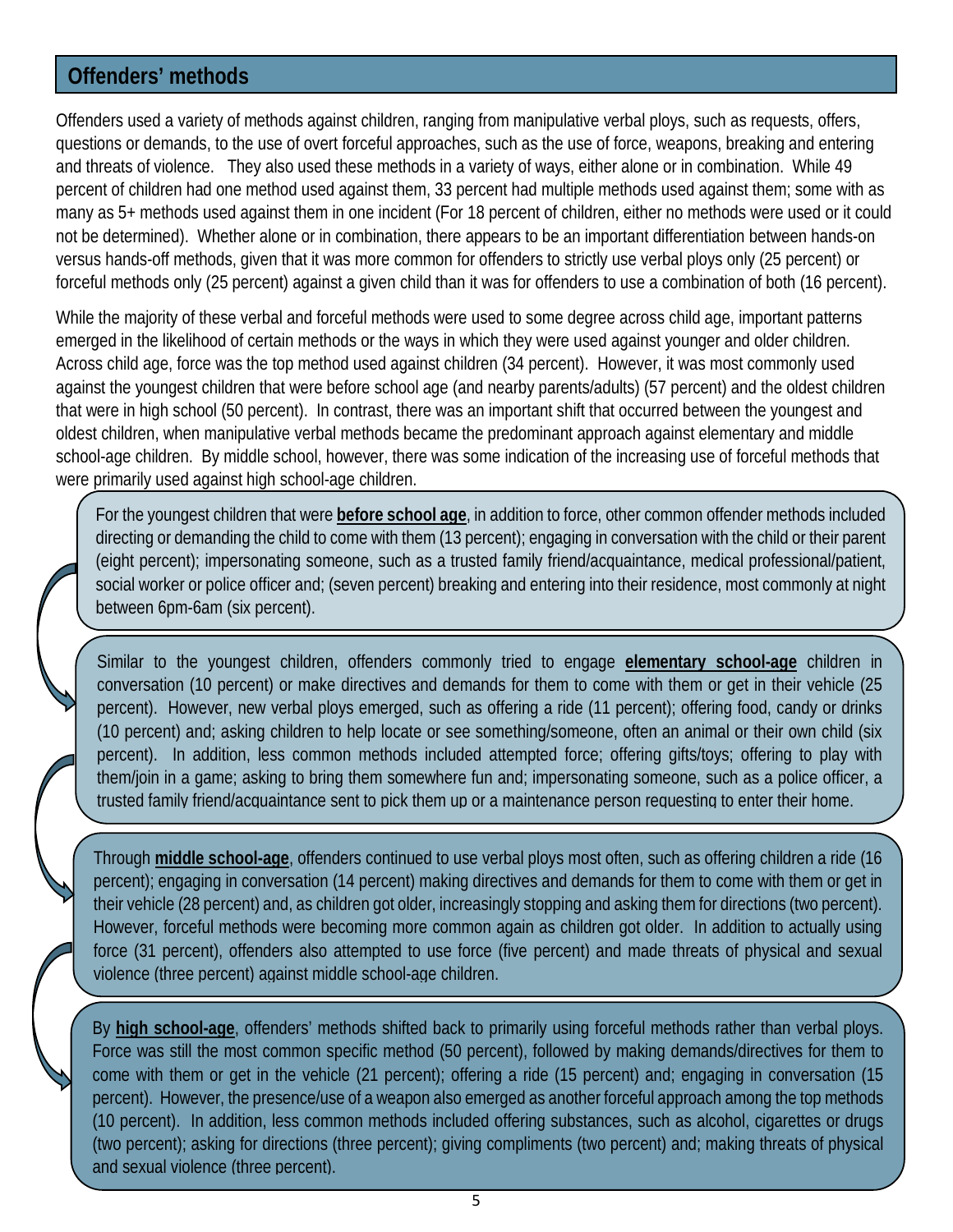## Offenders' methods

Offenders used a variety of methods against children, ranging from manipulative verbal ploys, such as requests, offers, questions or demands, to the use of overt forceful approaches, such as the use of force, weapons, breaking and entering and threats of violence. They also used these methods in a variety of ways, either alone or in combination. While 49 percent of children had one method used against them, 33 percent had multiple methods used against them; some with as many as 5+ methods used against them in one incident (For 18 percent of children, either no methods were used or it could not be determined). Whether alone or in combination, there appears to be an important differentiation between hands-on versus hands-off methods, given that it was more common for offenders to strictly use verbal ploys only (25 percent) or forceful methods only (25 percent) against a given child than it was for offenders to use a combination of both (16 percent).

While the majority of these verbal and forceful methods were used to some degree across child age, important patterns emerged in the likelihood of certain methods or the ways in which they were used against younger and older children. Across child age, force was the top method used against children (34 percent). However, it was most commonly used against the youngest children that were before school age (and nearby parents/adults) (57 percent) and the oldest children that were in high school (50 percent). In contrast, there was an important shift that occurred between the youngest and oldest children, when manipulative verbal methods became the predominant approach against elementary and middle school-age children. By middle school, however, there was some indication of the increasing use of forceful methods that were primarily used against high school-age children.

For the youngest children that were **before school age**, in addition to force, other common offender methods included directing or demanding the child to come with them (13 percent); engaging in conversation with the child or their parent (eight percent); impersonating someone, such as a trusted family friend/acquaintance, medical professional/patient, social worker or police officer and; (seven percent) breaking and entering into their residence, most commonly at night between 6pm-6am (six percent).

Similar to the youngest children, offenders commonly tried to engage **elementary school-age** children in conversation (10 percent) or make directives and demands for them to come with them or get in their vehicle (25 percent). However, new verbal ploys emerged, such as offering a ride (11 percent); offering food, candy or drinks (10 percent) and; asking children to help locate or see something/someone, often an animal or their own child (six percent). In addition, less common methods included attempted force; offering gifts/toys; offering to play with them/join in a game; asking to bring them somewhere fun and; impersonating someone, such as a police officer, a trusted family friend/acquaintance sent to pick them up or a maintenance person requesting to enter their home.

Through **middle school-age**, offenders continued to use verbal ploys most often, such as offering children a ride (16 percent); engaging in conversation (14 percent) making directives and demands for them to come with them or get in their vehicle (28 percent) and, as children got older, increasingly stopping and asking them for directions (two percent). However, forceful methods were becoming more common again as children got older. In addition to actually using force (31 percent), offenders also attempted to use force (five percent) and made threats of physical and sexual violence (three percent) against middle school-age children.

By **high school-age**, offenders' methods shifted back to primarily using forceful methods rather than verbal ploys. Force was still the most common specific method (50 percent), followed by making demands/directives for them to come with them or get in the vehicle (21 percent); offering a ride (15 percent) and; engaging in conversation (15 percent). However, the presence/use of a weapon also emerged as another forceful approach among the top methods (10 percent). In addition, less common methods included offering substances, such as alcohol, cigarettes or drugs (two percent); asking for directions (three percent); giving compliments (two percent) and; making threats of physical and sexual violence (three percent).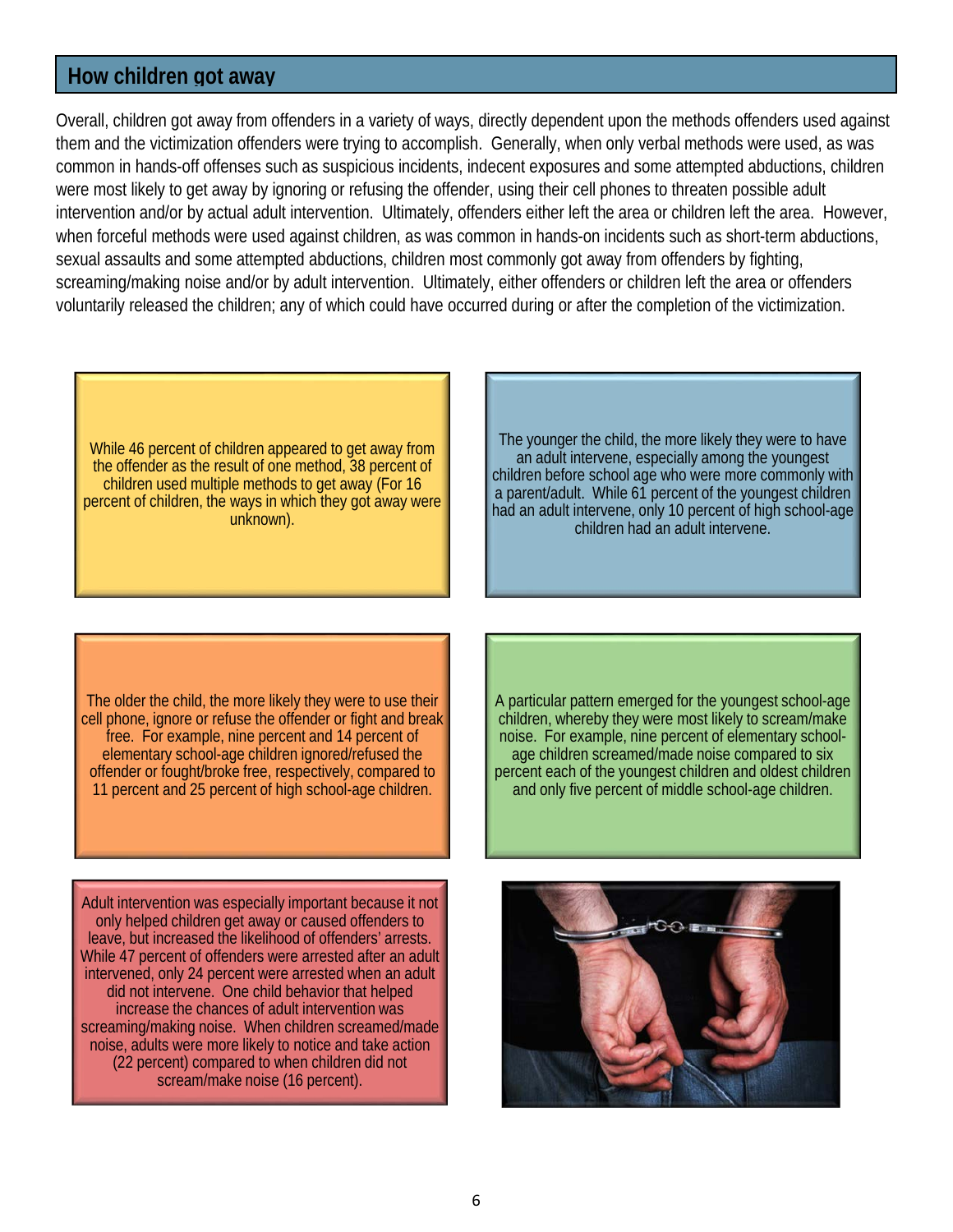## How children got away

Overall, children got away from offenders in a variety of ways, directly dependent upon the methods offenders used against them and the victimization offenders were trying to accomplish. Generally, when only verbal methods were used, as was common in hands-off offenses such as suspicious incidents, indecent exposures and some attempted abductions, children were most likely to get away by ignoring or refusing the offender, using their cell phones to threaten possible adult intervention and/or by actual adult intervention. Ultimately, offenders either left the area or children left the area. However, when forceful methods were used against children, as was common in hands-on incidents such as short-term abductions, sexual assaults and some attempted abductions, children most commonly got away from offenders by fighting, screaming/making noise and/or by adult intervention. Ultimately, either offenders or children left the area or offenders voluntarily released the children; any of which could have occurred during or after the completion of the victimization.

While 46 percent of children appeared to get away from the offender as the result of one method, 38 percent of children used multiple methods to get away (For 16 percent of children, the ways in which they got away were unknown).

The younger the child, the more likely they were to have an adult intervene, especially among the youngest children before school age who were more commonly with a parent/adult. While 61 percent of the youngest children had an adult intervene, only 10 percent of high school-age children had an adult intervene.

The older the child, the more likely they were to use their cell phone, ignore or refuse the offender or fight and break free. For example, nine percent and 14 percent of elementary school-age children ignored/refused the offender or fought/broke free, respectively, compared to 11 percent and 25 percent of high school-age children.

A particular pattern emerged for the youngest school-age children, whereby they were most likely to scream/make noise. For example, nine percent of elementary school-age children screamed/made noise compared to six percent each of the youngest children and oldest children and only five percent of middle school-age children.

Adult intervention was especially important because it not only helped children get away or caused offenders to leave, but increased the likelihood of offenders' arrests. While 47 percent of offenders were arrested after an adult intervened, only 24 percent were arrested when an adult did not intervene. One child behavior that helped increase the chances of adult intervention was screaming/making noise. When children screamed/made noise, adults were more likely to notice and take action (22 percent) compared to when children did not scream/make noise (16 percent).